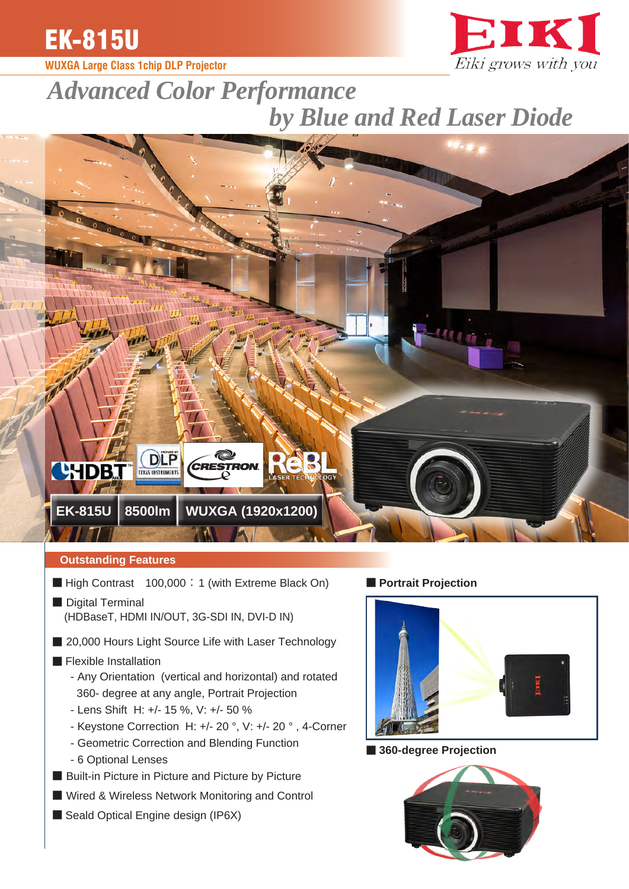# EK-815U

**WUXGA Large Class 1chip DLP Projector**

EIKI
*Eiki grows with you*

## *Advanced Color Performance by Blue and Red Laser Diode*

HDBT | DLP | CRESTRON | ReBL LASER TECHNOLOGY

**EK-815U** | **8500lm** | **WUXGA (1920x1200)**

### Outstanding Features

- High Contrast 100,000：1 (with Extreme Black On)
- Digital Terminal
  (HDBaseT, HDMI IN/OUT, 3G-SDI IN, DVI-D IN)
- 20,000 Hours Light Source Life with Laser Technology
- Flexible Installation
  - Any Orientation (vertical and horizontal) and rotated 360- degree at any angle, Portrait Projection
  - Lens Shift H: +/- 15 %, V: +/- 50 %
  - Keystone Correction H: +/- 20 °, V: +/- 20 ° , 4-Corner
  - Geometric Correction and Blending Function
  - 6 Optional Lenses
- Built-in Picture in Picture and Picture by Picture
- Wired & Wireless Network Monitoring and Control
- Seald Optical Engine design (IP6X)

**Portrait Projection**

**360-degree Projection**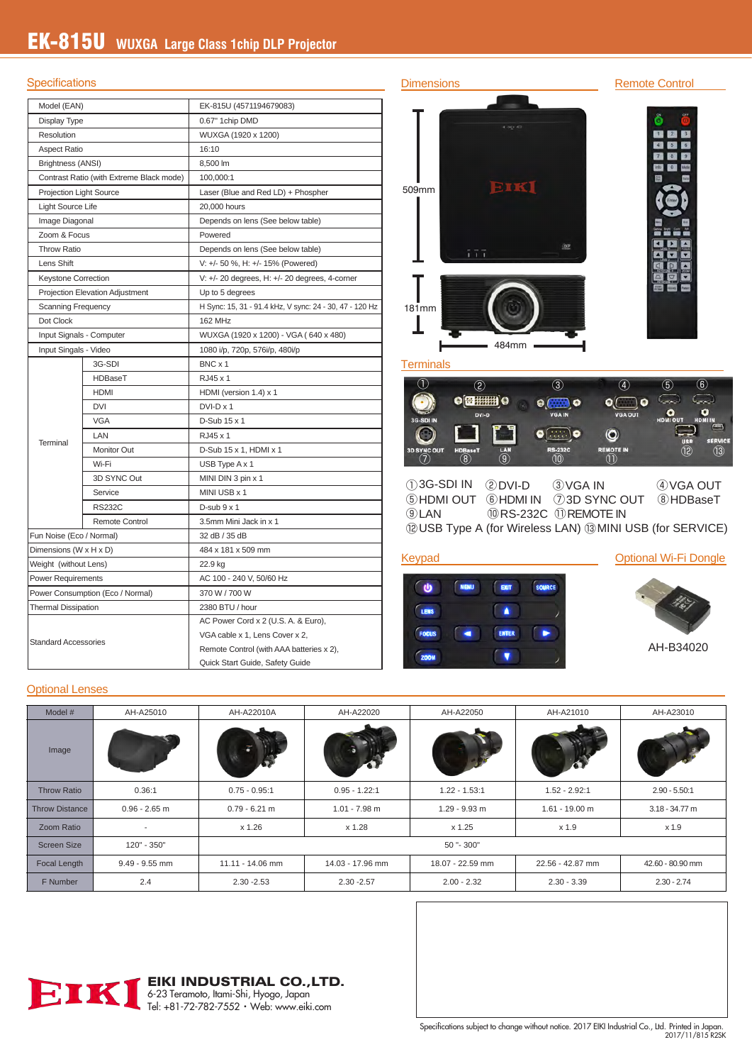# EK-815U WUXGA Large Class 1chip DLP Projector

## Specifications

| | | |
|---|---|---|
| Model (EAN) | | EK-815U (4571194679083) |
| Display Type | | 0.67" 1chip DMD |
| Resolution | | WUXGA (1920 x 1200) |
| Aspect Ratio | | 16:10 |
| Brightness (ANSI) | | 8,500 lm |
| Contrast Ratio (with Extreme Black mode) | | 100,000:1 |
| Projection Light Source | | Laser (Blue and Red LD) + Phosphor |
| Light Source Life | | 20,000 hours |
| Image Diagonal | | Depends on lens (See below table) |
| Zoom & Focus | | Powered |
| Throw Ratio | | Depends on lens (See below table) |
| Lens Shift | | V: +/- 50 %, H: +/- 15% (Powered) |
| Keystone Correction | | V: +/- 20 degrees, H: +/- 20 degrees, 4-corner |
| Projection Elevation Adjustment | | Up to 5 degrees |
| Scanning Frequency | | H Sync: 15, 31 - 91.4 kHz, V sync: 24 - 30, 47 - 120 Hz |
| Dot Clock | | 162 MHz |
| Input Signals - Computer | | WUXGA (1920 x 1200) - VGA ( 640 x 480) |
| Input Singals - Video | | 1080 i/p, 720p, 576i/p, 480i/p |
| Terminal | 3G-SDI | BNC x 1 |
| | HDBaseT | RJ45 x 1 |
| | HDMI | HDMI (version 1.4) x 1 |
| | DVI | DVI-D x 1 |
| | VGA | D-Sub 15 x 1 |
| | LAN | RJ45 x 1 |
| | Monitor Out | D-Sub 15 x 1, HDMI x 1 |
| | Wi-Fi | USB Type A x 1 |
| | 3D SYNC Out | MINI DIN 3 pin x 1 |
| | Service | MINI USB x 1 |
| | RS232C | D-sub 9 x 1 |
| | Remote Control | 3.5mm Mini Jack in x 1 |
| Fun Noise (Eco / Normal) | | 32 dB / 35 dB |
| Dimensions (W x H x D) | | 484 x 181 x 509 mm |
| Weight (without Lens) | | 22.9 kg |
| Power Requirements | | AC 100 - 240 V, 50/60 Hz |
| Power Consumption (Eco / Normal) | | 370 W / 700 W |
| Thermal Dissipation | | 2380 BTU / hour |
| Standard Accessories | | AC Power Cord x 2 (U.S. A. & Euro), VGA cable x 1, Lens Cover x 2, Remote Control (with AAA batteries x 2), Quick Start Guide, Safety Guide |

## Dimensions

509mm

181mm

484mm

## Remote Control

## Terminals

①3G-SDI IN ②DVI-D ③VGA IN ④VGA OUT
⑤HDMI OUT ⑥HDMI IN ⑦3D SYNC OUT ⑧HDBaseT
⑨LAN ⑩RS-232C ⑪REMOTE IN
⑫USB Type A (for Wireless LAN) ⑬MINI USB (for SERVICE)

## Keypad

## Optional Wi-Fi Dongle

AH-B34020

## Optional Lenses

| Model # | AH-A25010 | AH-A22010A | AH-A22020 | AH-A22050 | AH-A21010 | AH-A23010 |
|---|---|---|---|---|---|---|
| Image | | | | | | |
| Throw Ratio | 0.36:1 | 0.75 - 0.95:1 | 0.95 - 1.22:1 | 1.22 - 1.53:1 | 1.52 - 2.92:1 | 2.90 - 5.50:1 |
| Throw Distance | 0.96 - 2.65 m | 0.79 - 6.21 m | 1.01 - 7.98 m | 1.29 - 9.93 m | 1.61 - 19.00 m | 3.18 - 34.77 m |
| Zoom Ratio | - | x 1.26 | x 1.28 | x 1.25 | x 1.9 | x 1.9 |
| Screen Size | 120" - 350" | 50 "- 300" | | | | |
| Focal Length | 9.49 - 9.55 mm | 11.11 - 14.06 mm | 14.03 - 17.96 mm | 18.07 - 22.59 mm | 22.56 - 42.87 mm | 42.60 - 80.90 mm |
| F Number | 2.4 | 2.30 -2.53 | 2.30 -2.57 | 2.00 - 2.32 | 2.30 - 3.39 | 2.30 - 2.74 |

**EIKI INDUSTRIAL CO.,LTD.**
6-23 Teramoto, Itami-Shi, Hyogo, Japan
Tel: +81-72-782-7552 • Web: www.eiki.com

Specifications subject to change without notice. 2017 EIKI Industrial Co., Ltd. Printed in Japan.
2017/11/815 R2SK